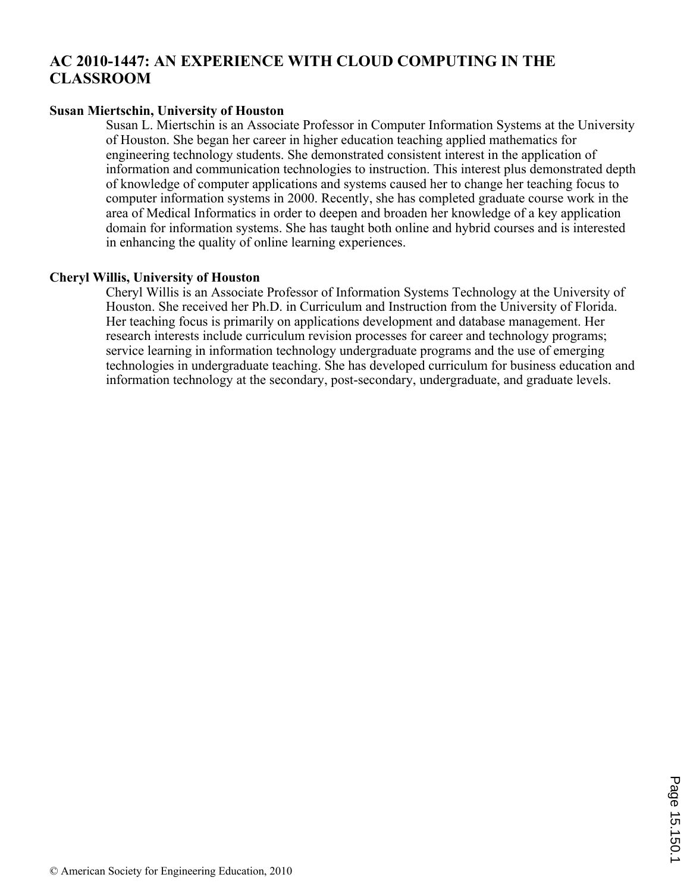# AC 2010-1447: AN EXPERIENCE WITH CLOUD COMPUTING IN THE CLASSROOM

**Susan Miertschin, University of Houston**

Susan L. Miertschin is an Associate Professor in Computer Information Systems at the University of Houston. She began her career in higher education teaching applied mathematics for engineering technology students. She demonstrated consistent interest in the application of information and communication technologies to instruction. This interest plus demonstrated depth of knowledge of computer applications and systems caused her to change her teaching focus to computer information systems in 2000. Recently, she has completed graduate course work in the area of Medical Informatics in order to deepen and broaden her knowledge of a key application domain for information systems. She has taught both online and hybrid courses and is interested in enhancing the quality of online learning experiences.

**Cheryl Willis, University of Houston**

Cheryl Willis is an Associate Professor of Information Systems Technology at the University of Houston. She received her Ph.D. in Curriculum and Instruction from the University of Florida. Her teaching focus is primarily on applications development and database management. Her research interests include curriculum revision processes for career and technology programs; service learning in information technology undergraduate programs and the use of emerging technologies in undergraduate teaching. She has developed curriculum for business education and information technology at the secondary, post-secondary, undergraduate, and graduate levels.

© American Society for Engineering Education, 2010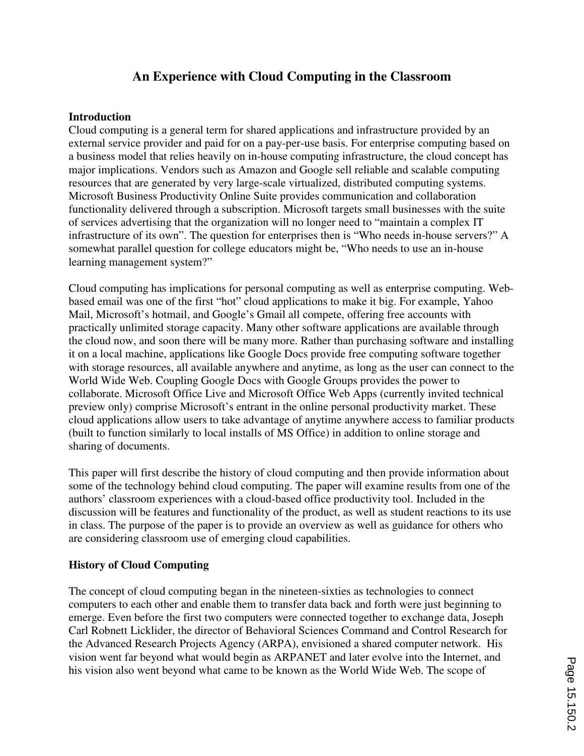# An Experience with Cloud Computing in the Classroom

## Introduction

Cloud computing is a general term for shared applications and infrastructure provided by an external service provider and paid for on a pay-per-use basis. For enterprise computing based on a business model that relies heavily on in-house computing infrastructure, the cloud concept has major implications. Vendors such as Amazon and Google sell reliable and scalable computing resources that are generated by very large-scale virtualized, distributed computing systems. Microsoft Business Productivity Online Suite provides communication and collaboration functionality delivered through a subscription. Microsoft targets small businesses with the suite of services advertising that the organization will no longer need to "maintain a complex IT infrastructure of its own". The question for enterprises then is "Who needs in-house servers?" A somewhat parallel question for college educators might be, "Who needs to use an in-house learning management system?"

Cloud computing has implications for personal computing as well as enterprise computing. Web-based email was one of the first "hot" cloud applications to make it big. For example, Yahoo Mail, Microsoft's hotmail, and Google's Gmail all compete, offering free accounts with practically unlimited storage capacity. Many other software applications are available through the cloud now, and soon there will be many more. Rather than purchasing software and installing it on a local machine, applications like Google Docs provide free computing software together with storage resources, all available anywhere and anytime, as long as the user can connect to the World Wide Web. Coupling Google Docs with Google Groups provides the power to collaborate. Microsoft Office Live and Microsoft Office Web Apps (currently invited technical preview only) comprise Microsoft's entrant in the online personal productivity market. These cloud applications allow users to take advantage of anytime anywhere access to familiar products (built to function similarly to local installs of MS Office) in addition to online storage and sharing of documents.

This paper will first describe the history of cloud computing and then provide information about some of the technology behind cloud computing. The paper will examine results from one of the authors' classroom experiences with a cloud-based office productivity tool. Included in the discussion will be features and functionality of the product, as well as student reactions to its use in class. The purpose of the paper is to provide an overview as well as guidance for others who are considering classroom use of emerging cloud capabilities.

## History of Cloud Computing

The concept of cloud computing began in the nineteen-sixties as technologies to connect computers to each other and enable them to transfer data back and forth were just beginning to emerge. Even before the first two computers were connected together to exchange data, Joseph Carl Robnett Licklider, the director of Behavioral Sciences Command and Control Research for the Advanced Research Projects Agency (ARPA), envisioned a shared computer network. His vision went far beyond what would begin as ARPANET and later evolve into the Internet, and his vision also went beyond what came to be known as the World Wide Web. The scope of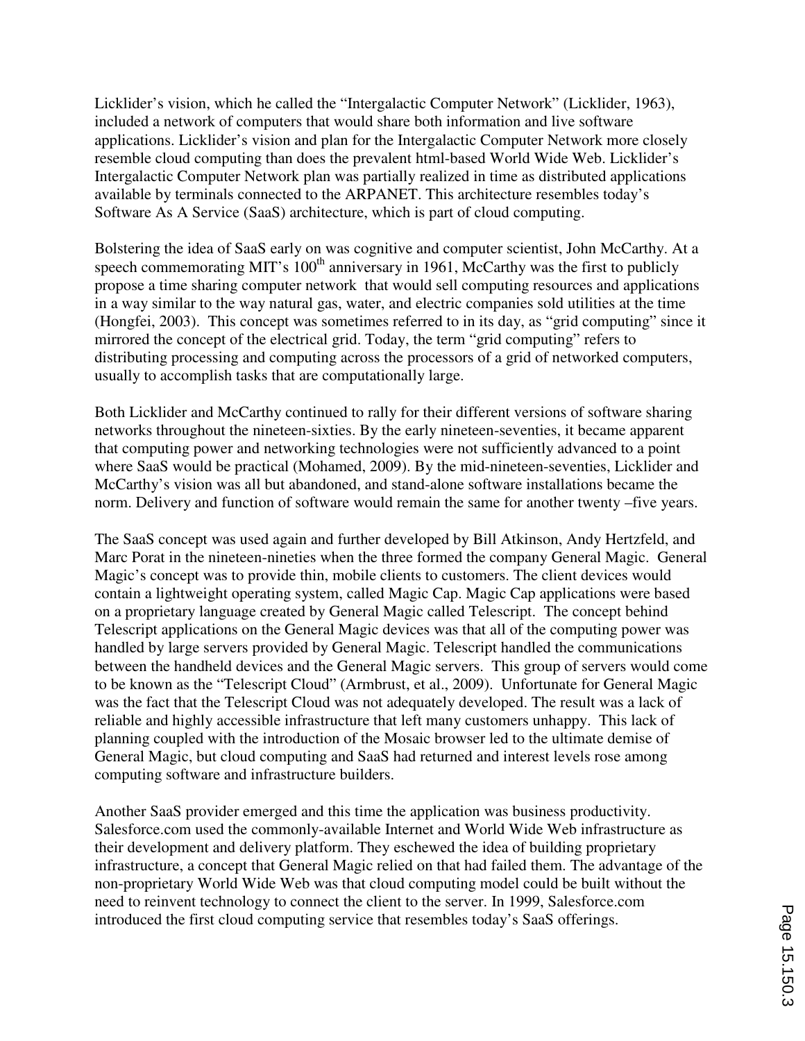Licklider's vision, which he called the "Intergalactic Computer Network" (Licklider, 1963), included a network of computers that would share both information and live software applications. Licklider's vision and plan for the Intergalactic Computer Network more closely resemble cloud computing than does the prevalent html-based World Wide Web. Licklider's Intergalactic Computer Network plan was partially realized in time as distributed applications available by terminals connected to the ARPANET. This architecture resembles today's Software As A Service (SaaS) architecture, which is part of cloud computing.

Bolstering the idea of SaaS early on was cognitive and computer scientist, John McCarthy. At a speech commemorating MIT's 100th anniversary in 1961, McCarthy was the first to publicly propose a time sharing computer network that would sell computing resources and applications in a way similar to the way natural gas, water, and electric companies sold utilities at the time (Hongfei, 2003). This concept was sometimes referred to in its day, as "grid computing" since it mirrored the concept of the electrical grid. Today, the term "grid computing" refers to distributing processing and computing across the processors of a grid of networked computers, usually to accomplish tasks that are computationally large.

Both Licklider and McCarthy continued to rally for their different versions of software sharing networks throughout the nineteen-sixties. By the early nineteen-seventies, it became apparent that computing power and networking technologies were not sufficiently advanced to a point where SaaS would be practical (Mohamed, 2009). By the mid-nineteen-seventies, Licklider and McCarthy's vision was all but abandoned, and stand-alone software installations became the norm. Delivery and function of software would remain the same for another twenty –five years.

The SaaS concept was used again and further developed by Bill Atkinson, Andy Hertzfeld, and Marc Porat in the nineteen-nineties when the three formed the company General Magic. General Magic's concept was to provide thin, mobile clients to customers. The client devices would contain a lightweight operating system, called Magic Cap. Magic Cap applications were based on a proprietary language created by General Magic called Telescript. The concept behind Telescript applications on the General Magic devices was that all of the computing power was handled by large servers provided by General Magic. Telescript handled the communications between the handheld devices and the General Magic servers. This group of servers would come to be known as the "Telescript Cloud" (Armbrust, et al., 2009). Unfortunate for General Magic was the fact that the Telescript Cloud was not adequately developed. The result was a lack of reliable and highly accessible infrastructure that left many customers unhappy. This lack of planning coupled with the introduction of the Mosaic browser led to the ultimate demise of General Magic, but cloud computing and SaaS had returned and interest levels rose among computing software and infrastructure builders.

Another SaaS provider emerged and this time the application was business productivity. Salesforce.com used the commonly-available Internet and World Wide Web infrastructure as their development and delivery platform. They eschewed the idea of building proprietary infrastructure, a concept that General Magic relied on that had failed them. The advantage of the non-proprietary World Wide Web was that cloud computing model could be built without the need to reinvent technology to connect the client to the server. In 1999, Salesforce.com introduced the first cloud computing service that resembles today's SaaS offerings.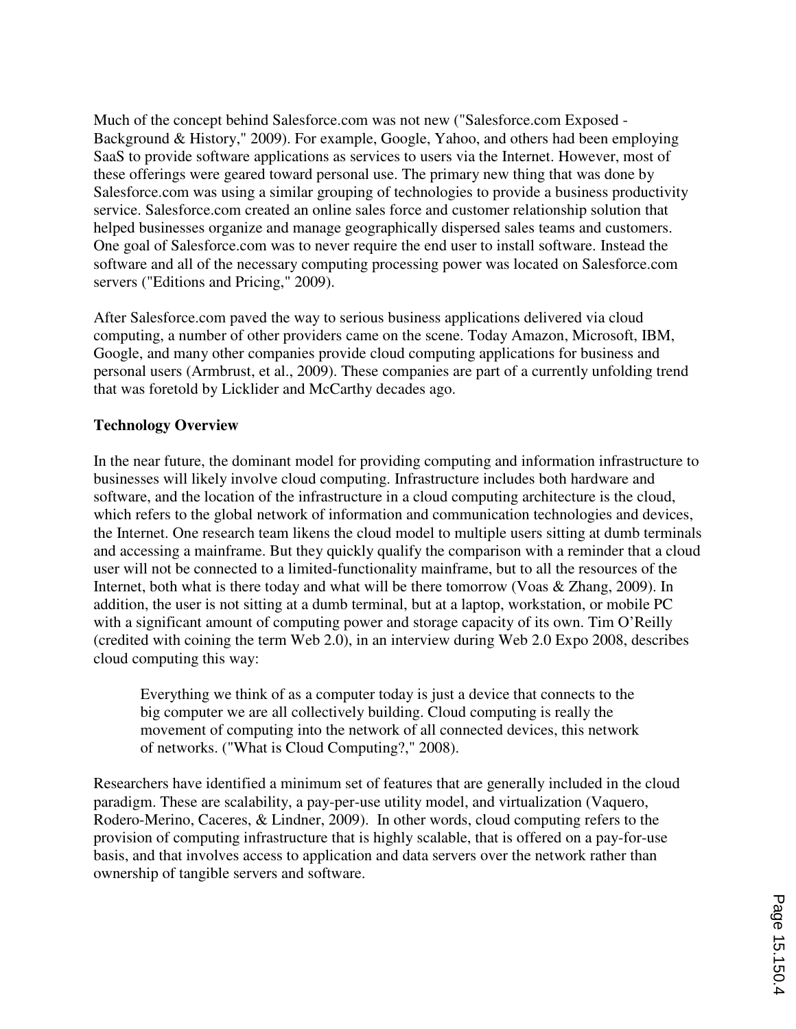Much of the concept behind Salesforce.com was not new ("Salesforce.com Exposed - Background & History," 2009). For example, Google, Yahoo, and others had been employing SaaS to provide software applications as services to users via the Internet. However, most of these offerings were geared toward personal use. The primary new thing that was done by Salesforce.com was using a similar grouping of technologies to provide a business productivity service. Salesforce.com created an online sales force and customer relationship solution that helped businesses organize and manage geographically dispersed sales teams and customers. One goal of Salesforce.com was to never require the end user to install software. Instead the software and all of the necessary computing processing power was located on Salesforce.com servers ("Editions and Pricing," 2009).

After Salesforce.com paved the way to serious business applications delivered via cloud computing, a number of other providers came on the scene. Today Amazon, Microsoft, IBM, Google, and many other companies provide cloud computing applications for business and personal users (Armbrust, et al., 2009). These companies are part of a currently unfolding trend that was foretold by Licklider and McCarthy decades ago.

**Technology Overview**

In the near future, the dominant model for providing computing and information infrastructure to businesses will likely involve cloud computing. Infrastructure includes both hardware and software, and the location of the infrastructure in a cloud computing architecture is the cloud, which refers to the global network of information and communication technologies and devices, the Internet. One research team likens the cloud model to multiple users sitting at dumb terminals and accessing a mainframe. But they quickly qualify the comparison with a reminder that a cloud user will not be connected to a limited-functionality mainframe, but to all the resources of the Internet, both what is there today and what will be there tomorrow (Voas & Zhang, 2009). In addition, the user is not sitting at a dumb terminal, but at a laptop, workstation, or mobile PC with a significant amount of computing power and storage capacity of its own. Tim O'Reilly (credited with coining the term Web 2.0), in an interview during Web 2.0 Expo 2008, describes cloud computing this way:

> Everything we think of as a computer today is just a device that connects to the big computer we are all collectively building. Cloud computing is really the movement of computing into the network of all connected devices, this network of networks. ("What is Cloud Computing?," 2008).

Researchers have identified a minimum set of features that are generally included in the cloud paradigm. These are scalability, a pay-per-use utility model, and virtualization (Vaquero, Rodero-Merino, Caceres, & Lindner, 2009). In other words, cloud computing refers to the provision of computing infrastructure that is highly scalable, that is offered on a pay-for-use basis, and that involves access to application and data servers over the network rather than ownership of tangible servers and software.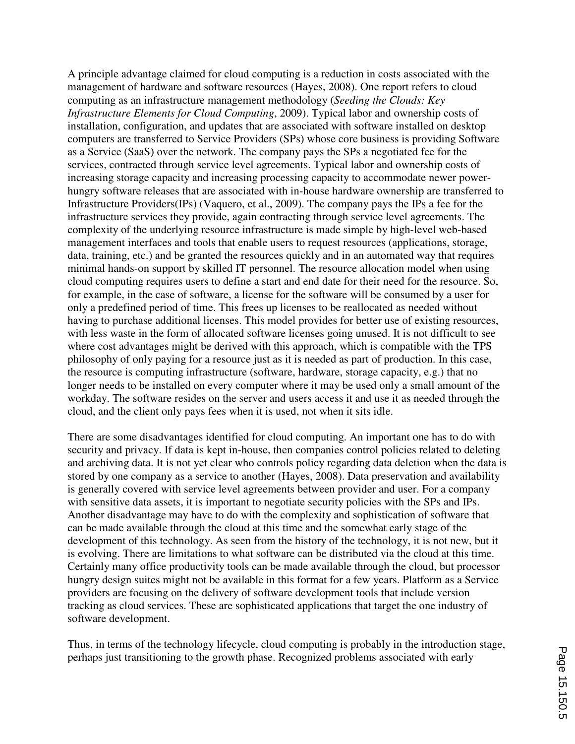A principle advantage claimed for cloud computing is a reduction in costs associated with the management of hardware and software resources (Hayes, 2008). One report refers to cloud computing as an infrastructure management methodology (*Seeding the Clouds: Key Infrastructure Elements for Cloud Computing*, 2009). Typical labor and ownership costs of installation, configuration, and updates that are associated with software installed on desktop computers are transferred to Service Providers (SPs) whose core business is providing Software as a Service (SaaS) over the network. The company pays the SPs a negotiated fee for the services, contracted through service level agreements. Typical labor and ownership costs of increasing storage capacity and increasing processing capacity to accommodate newer power-hungry software releases that are associated with in-house hardware ownership are transferred to Infrastructure Providers(IPs) (Vaquero, et al., 2009). The company pays the IPs a fee for the infrastructure services they provide, again contracting through service level agreements. The complexity of the underlying resource infrastructure is made simple by high-level web-based management interfaces and tools that enable users to request resources (applications, storage, data, training, etc.) and be granted the resources quickly and in an automated way that requires minimal hands-on support by skilled IT personnel. The resource allocation model when using cloud computing requires users to define a start and end date for their need for the resource. So, for example, in the case of software, a license for the software will be consumed by a user for only a predefined period of time. This frees up licenses to be reallocated as needed without having to purchase additional licenses. This model provides for better use of existing resources, with less waste in the form of allocated software licenses going unused. It is not difficult to see where cost advantages might be derived with this approach, which is compatible with the TPS philosophy of only paying for a resource just as it is needed as part of production. In this case, the resource is computing infrastructure (software, hardware, storage capacity, e.g.) that no longer needs to be installed on every computer where it may be used only a small amount of the workday. The software resides on the server and users access it and use it as needed through the cloud, and the client only pays fees when it is used, not when it sits idle.

There are some disadvantages identified for cloud computing. An important one has to do with security and privacy. If data is kept in-house, then companies control policies related to deleting and archiving data. It is not yet clear who controls policy regarding data deletion when the data is stored by one company as a service to another (Hayes, 2008). Data preservation and availability is generally covered with service level agreements between provider and user. For a company with sensitive data assets, it is important to negotiate security policies with the SPs and IPs. Another disadvantage may have to do with the complexity and sophistication of software that can be made available through the cloud at this time and the somewhat early stage of the development of this technology. As seen from the history of the technology, it is not new, but it is evolving. There are limitations to what software can be distributed via the cloud at this time. Certainly many office productivity tools can be made available through the cloud, but processor hungry design suites might not be available in this format for a few years. Platform as a Service providers are focusing on the delivery of software development tools that include version tracking as cloud services. These are sophisticated applications that target the one industry of software development.

Thus, in terms of the technology lifecycle, cloud computing is probably in the introduction stage, perhaps just transitioning to the growth phase. Recognized problems associated with early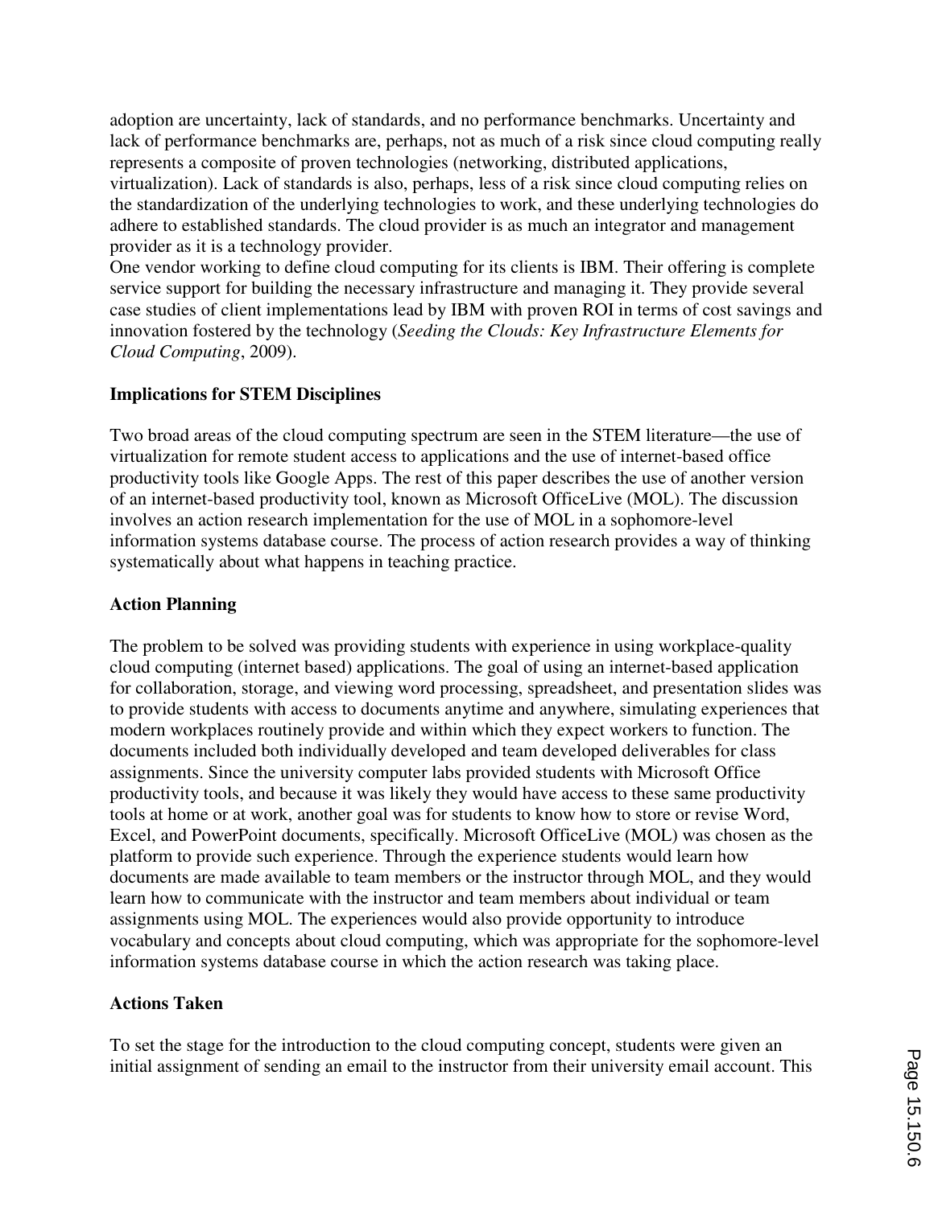adoption are uncertainty, lack of standards, and no performance benchmarks. Uncertainty and lack of performance benchmarks are, perhaps, not as much of a risk since cloud computing really represents a composite of proven technologies (networking, distributed applications, virtualization). Lack of standards is also, perhaps, less of a risk since cloud computing relies on the standardization of the underlying technologies to work, and these underlying technologies do adhere to established standards. The cloud provider is as much an integrator and management provider as it is a technology provider.

One vendor working to define cloud computing for its clients is IBM. Their offering is complete service support for building the necessary infrastructure and managing it. They provide several case studies of client implementations lead by IBM with proven ROI in terms of cost savings and innovation fostered by the technology (*Seeding the Clouds: Key Infrastructure Elements for Cloud Computing*, 2009).

**Implications for STEM Disciplines**

Two broad areas of the cloud computing spectrum are seen in the STEM literature—the use of virtualization for remote student access to applications and the use of internet-based office productivity tools like Google Apps. The rest of this paper describes the use of another version of an internet-based productivity tool, known as Microsoft OfficeLive (MOL). The discussion involves an action research implementation for the use of MOL in a sophomore-level information systems database course. The process of action research provides a way of thinking systematically about what happens in teaching practice.

**Action Planning**

The problem to be solved was providing students with experience in using workplace-quality cloud computing (internet based) applications. The goal of using an internet-based application for collaboration, storage, and viewing word processing, spreadsheet, and presentation slides was to provide students with access to documents anytime and anywhere, simulating experiences that modern workplaces routinely provide and within which they expect workers to function. The documents included both individually developed and team developed deliverables for class assignments. Since the university computer labs provided students with Microsoft Office productivity tools, and because it was likely they would have access to these same productivity tools at home or at work, another goal was for students to know how to store or revise Word, Excel, and PowerPoint documents, specifically. Microsoft OfficeLive (MOL) was chosen as the platform to provide such experience. Through the experience students would learn how documents are made available to team members or the instructor through MOL, and they would learn how to communicate with the instructor and team members about individual or team assignments using MOL. The experiences would also provide opportunity to introduce vocabulary and concepts about cloud computing, which was appropriate for the sophomore-level information systems database course in which the action research was taking place.

**Actions Taken**

To set the stage for the introduction to the cloud computing concept, students were given an initial assignment of sending an email to the instructor from their university email account. This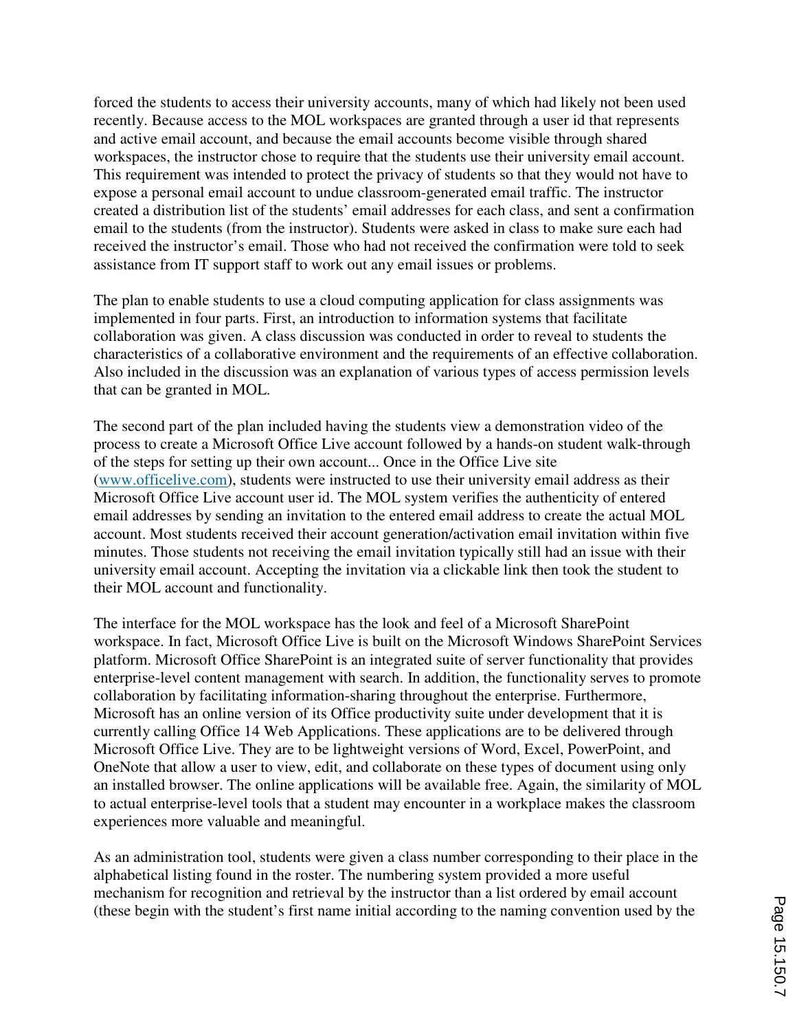forced the students to access their university accounts, many of which had likely not been used recently. Because access to the MOL workspaces are granted through a user id that represents and active email account, and because the email accounts become visible through shared workspaces, the instructor chose to require that the students use their university email account. This requirement was intended to protect the privacy of students so that they would not have to expose a personal email account to undue classroom-generated email traffic. The instructor created a distribution list of the students' email addresses for each class, and sent a confirmation email to the students (from the instructor). Students were asked in class to make sure each had received the instructor's email. Those who had not received the confirmation were told to seek assistance from IT support staff to work out any email issues or problems.

The plan to enable students to use a cloud computing application for class assignments was implemented in four parts. First, an introduction to information systems that facilitate collaboration was given. A class discussion was conducted in order to reveal to students the characteristics of a collaborative environment and the requirements of an effective collaboration. Also included in the discussion was an explanation of various types of access permission levels that can be granted in MOL.

The second part of the plan included having the students view a demonstration video of the process to create a Microsoft Office Live account followed by a hands-on student walk-through of the steps for setting up their own account... Once in the Office Live site (www.officelive.com), students were instructed to use their university email address as their Microsoft Office Live account user id. The MOL system verifies the authenticity of entered email addresses by sending an invitation to the entered email address to create the actual MOL account. Most students received their account generation/activation email invitation within five minutes. Those students not receiving the email invitation typically still had an issue with their university email account. Accepting the invitation via a clickable link then took the student to their MOL account and functionality.

The interface for the MOL workspace has the look and feel of a Microsoft SharePoint workspace. In fact, Microsoft Office Live is built on the Microsoft Windows SharePoint Services platform. Microsoft Office SharePoint is an integrated suite of server functionality that provides enterprise-level content management with search. In addition, the functionality serves to promote collaboration by facilitating information-sharing throughout the enterprise. Furthermore, Microsoft has an online version of its Office productivity suite under development that it is currently calling Office 14 Web Applications. These applications are to be delivered through Microsoft Office Live. They are to be lightweight versions of Word, Excel, PowerPoint, and OneNote that allow a user to view, edit, and collaborate on these types of document using only an installed browser. The online applications will be available free. Again, the similarity of MOL to actual enterprise-level tools that a student may encounter in a workplace makes the classroom experiences more valuable and meaningful.

As an administration tool, students were given a class number corresponding to their place in the alphabetical listing found in the roster. The numbering system provided a more useful mechanism for recognition and retrieval by the instructor than a list ordered by email account (these begin with the student's first name initial according to the naming convention used by the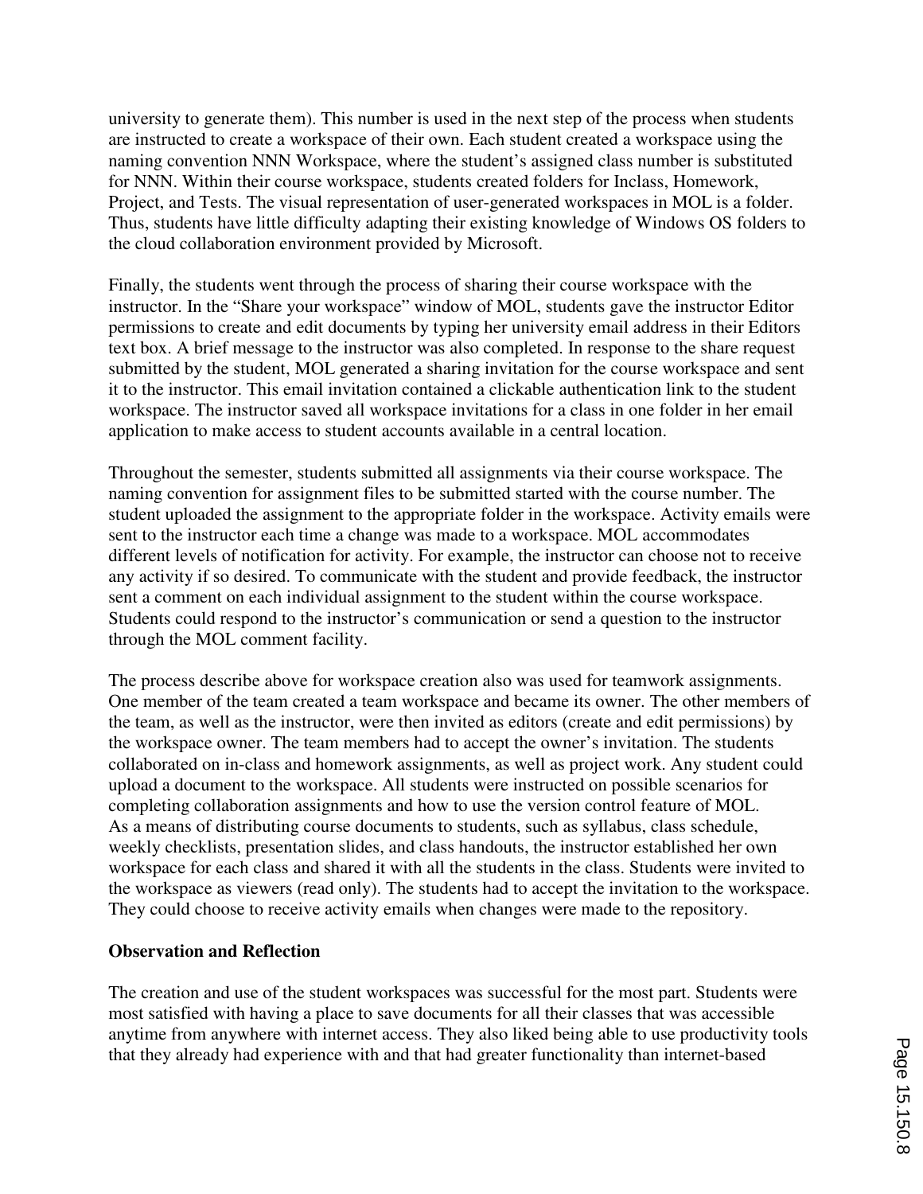university to generate them). This number is used in the next step of the process when students are instructed to create a workspace of their own. Each student created a workspace using the naming convention NNN Workspace, where the student's assigned class number is substituted for NNN. Within their course workspace, students created folders for Inclass, Homework, Project, and Tests. The visual representation of user-generated workspaces in MOL is a folder. Thus, students have little difficulty adapting their existing knowledge of Windows OS folders to the cloud collaboration environment provided by Microsoft.

Finally, the students went through the process of sharing their course workspace with the instructor. In the "Share your workspace" window of MOL, students gave the instructor Editor permissions to create and edit documents by typing her university email address in their Editors text box. A brief message to the instructor was also completed. In response to the share request submitted by the student, MOL generated a sharing invitation for the course workspace and sent it to the instructor. This email invitation contained a clickable authentication link to the student workspace. The instructor saved all workspace invitations for a class in one folder in her email application to make access to student accounts available in a central location.

Throughout the semester, students submitted all assignments via their course workspace. The naming convention for assignment files to be submitted started with the course number. The student uploaded the assignment to the appropriate folder in the workspace. Activity emails were sent to the instructor each time a change was made to a workspace. MOL accommodates different levels of notification for activity. For example, the instructor can choose not to receive any activity if so desired. To communicate with the student and provide feedback, the instructor sent a comment on each individual assignment to the student within the course workspace. Students could respond to the instructor's communication or send a question to the instructor through the MOL comment facility.

The process describe above for workspace creation also was used for teamwork assignments. One member of the team created a team workspace and became its owner. The other members of the team, as well as the instructor, were then invited as editors (create and edit permissions) by the workspace owner. The team members had to accept the owner's invitation. The students collaborated on in-class and homework assignments, as well as project work. Any student could upload a document to the workspace. All students were instructed on possible scenarios for completing collaboration assignments and how to use the version control feature of MOL.
As a means of distributing course documents to students, such as syllabus, class schedule, weekly checklists, presentation slides, and class handouts, the instructor established her own workspace for each class and shared it with all the students in the class. Students were invited to the workspace as viewers (read only). The students had to accept the invitation to the workspace. They could choose to receive activity emails when changes were made to the repository.

**Observation and Reflection**

The creation and use of the student workspaces was successful for the most part. Students were most satisfied with having a place to save documents for all their classes that was accessible anytime from anywhere with internet access. They also liked being able to use productivity tools that they already had experience with and that had greater functionality than internet-based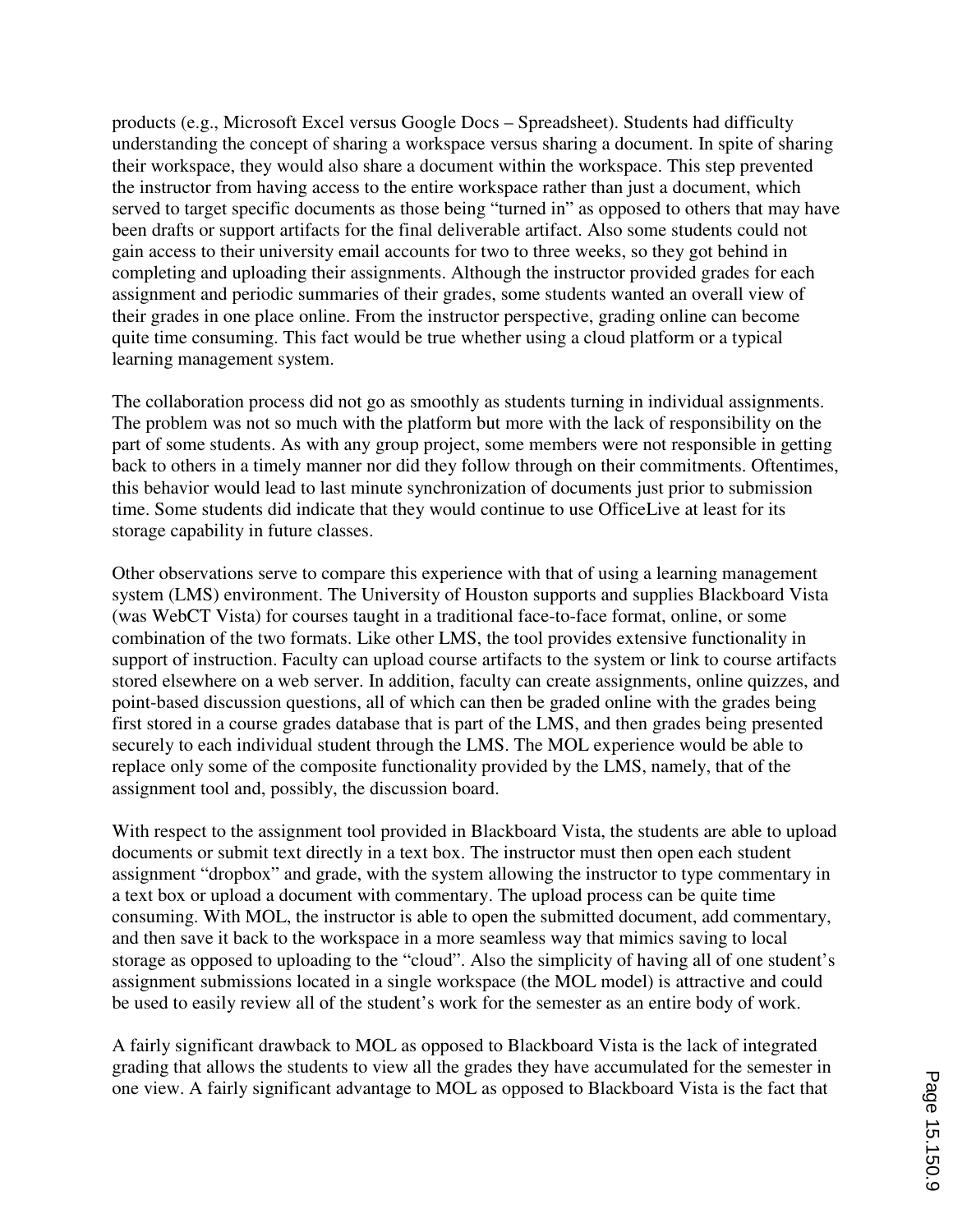products (e.g., Microsoft Excel versus Google Docs – Spreadsheet). Students had difficulty understanding the concept of sharing a workspace versus sharing a document. In spite of sharing their workspace, they would also share a document within the workspace. This step prevented the instructor from having access to the entire workspace rather than just a document, which served to target specific documents as those being "turned in" as opposed to others that may have been drafts or support artifacts for the final deliverable artifact. Also some students could not gain access to their university email accounts for two to three weeks, so they got behind in completing and uploading their assignments. Although the instructor provided grades for each assignment and periodic summaries of their grades, some students wanted an overall view of their grades in one place online. From the instructor perspective, grading online can become quite time consuming. This fact would be true whether using a cloud platform or a typical learning management system.

The collaboration process did not go as smoothly as students turning in individual assignments. The problem was not so much with the platform but more with the lack of responsibility on the part of some students. As with any group project, some members were not responsible in getting back to others in a timely manner nor did they follow through on their commitments. Oftentimes, this behavior would lead to last minute synchronization of documents just prior to submission time. Some students did indicate that they would continue to use OfficeLive at least for its storage capability in future classes.

Other observations serve to compare this experience with that of using a learning management system (LMS) environment. The University of Houston supports and supplies Blackboard Vista (was WebCT Vista) for courses taught in a traditional face-to-face format, online, or some combination of the two formats. Like other LMS, the tool provides extensive functionality in support of instruction. Faculty can upload course artifacts to the system or link to course artifacts stored elsewhere on a web server. In addition, faculty can create assignments, online quizzes, and point-based discussion questions, all of which can then be graded online with the grades being first stored in a course grades database that is part of the LMS, and then grades being presented securely to each individual student through the LMS. The MOL experience would be able to replace only some of the composite functionality provided by the LMS, namely, that of the assignment tool and, possibly, the discussion board.

With respect to the assignment tool provided in Blackboard Vista, the students are able to upload documents or submit text directly in a text box. The instructor must then open each student assignment "dropbox" and grade, with the system allowing the instructor to type commentary in a text box or upload a document with commentary. The upload process can be quite time consuming. With MOL, the instructor is able to open the submitted document, add commentary, and then save it back to the workspace in a more seamless way that mimics saving to local storage as opposed to uploading to the "cloud". Also the simplicity of having all of one student's assignment submissions located in a single workspace (the MOL model) is attractive and could be used to easily review all of the student's work for the semester as an entire body of work.

A fairly significant drawback to MOL as opposed to Blackboard Vista is the lack of integrated grading that allows the students to view all the grades they have accumulated for the semester in one view. A fairly significant advantage to MOL as opposed to Blackboard Vista is the fact that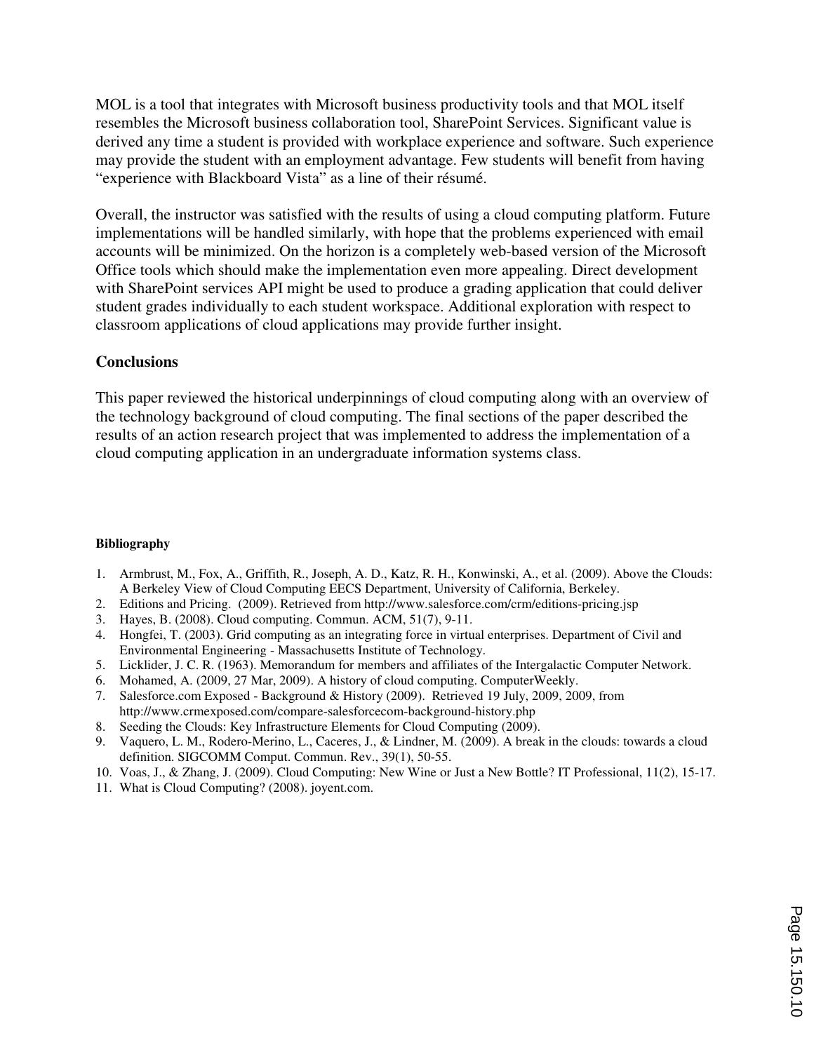MOL is a tool that integrates with Microsoft business productivity tools and that MOL itself resembles the Microsoft business collaboration tool, SharePoint Services. Significant value is derived any time a student is provided with workplace experience and software. Such experience may provide the student with an employment advantage. Few students will benefit from having “experience with Blackboard Vista” as a line of their résumé.

Overall, the instructor was satisfied with the results of using a cloud computing platform. Future implementations will be handled similarly, with hope that the problems experienced with email accounts will be minimized. On the horizon is a completely web-based version of the Microsoft Office tools which should make the implementation even more appealing. Direct development with SharePoint services API might be used to produce a grading application that could deliver student grades individually to each student workspace. Additional exploration with respect to classroom applications of cloud applications may provide further insight.

## Conclusions

This paper reviewed the historical underpinnings of cloud computing along with an overview of the technology background of cloud computing. The final sections of the paper described the results of an action research project that was implemented to address the implementation of a cloud computing application in an undergraduate information systems class.

### Bibliography

1. Armbrust, M., Fox, A., Griffith, R., Joseph, A. D., Katz, R. H., Konwinski, A., et al. (2009). Above the Clouds: A Berkeley View of Cloud Computing EECS Department, University of California, Berkeley.
2. Editions and Pricing. (2009). Retrieved from http://www.salesforce.com/crm/editions-pricing.jsp
3. Hayes, B. (2008). Cloud computing. Commun. ACM, 51(7), 9-11.
4. Hongfei, T. (2003). Grid computing as an integrating force in virtual enterprises. Department of Civil and Environmental Engineering - Massachusetts Institute of Technology.
5. Licklider, J. C. R. (1963). Memorandum for members and affiliates of the Intergalactic Computer Network.
6. Mohamed, A. (2009, 27 Mar, 2009). A history of cloud computing. ComputerWeekly.
7. Salesforce.com Exposed - Background & History (2009). Retrieved 19 July, 2009, 2009, from http://www.crmexposed.com/compare-salesforcecom-background-history.php
8. Seeding the Clouds: Key Infrastructure Elements for Cloud Computing (2009).
9. Vaquero, L. M., Rodero-Merino, L., Caceres, J., & Lindner, M. (2009). A break in the clouds: towards a cloud definition. SIGCOMM Comput. Commun. Rev., 39(1), 50-55.
10. Voas, J., & Zhang, J. (2009). Cloud Computing: New Wine or Just a New Bottle? IT Professional, 11(2), 15-17.
11. What is Cloud Computing? (2008). joyent.com.